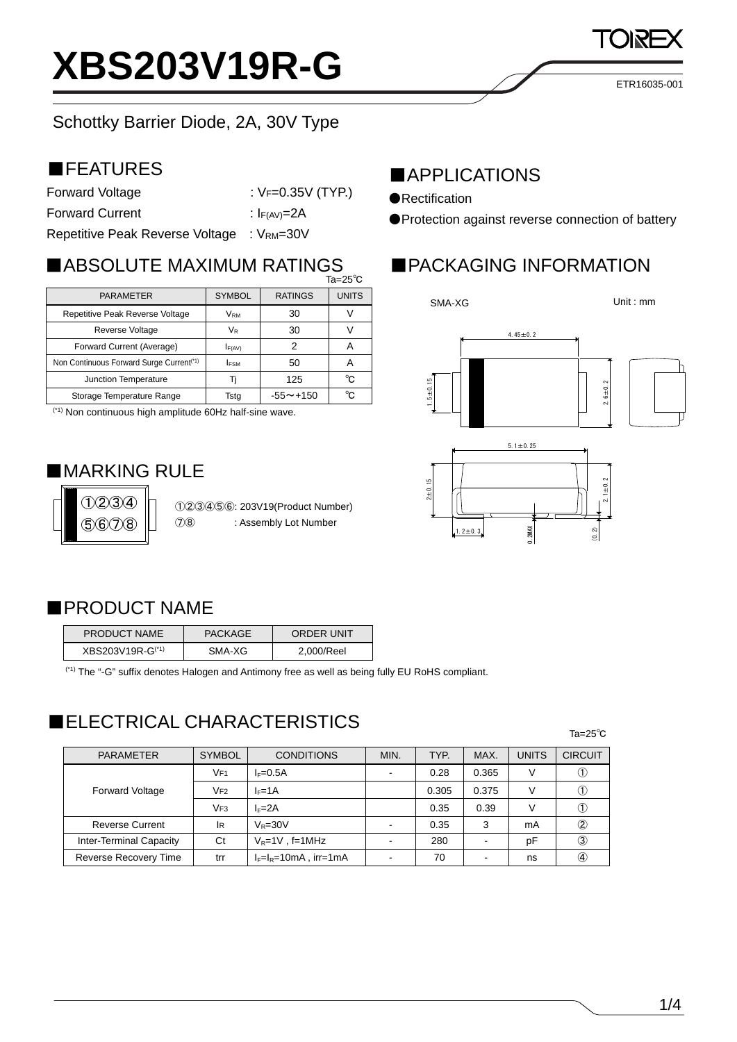# XBS203V19R-G

ETR16035-001

Schottky Barrier Diode, 2A, 30V Type

## ■FEATURES

Forward Voltage : $V_F$=0.35V (TYP.)

Forward Current : $I_{F(AV)}$=2A

Repetitive Peak Reverse Voltage : $V_{RM}$=30V

## ■APPLICATIONS

●Rectification

●Protection against reverse connection of battery

## ■ABSOLUTE MAXIMUM RATINGS

Ta=25℃

| PARAMETER | SYMBOL | RATINGS | UNITS |
|---|---|---|---|
| Repetitive Peak Reverse Voltage | $V_{RM}$ | 30 | V |
| Reverse Voltage | $V_R$ | 30 | V |
| Forward Current (Average) | $I_{F(AV)}$ | 2 | A |
| Non Continuous Forward Surge Current(*1) | $I_{FSM}$ | 50 | A |
| Junction Temperature | Tj | 125 | ℃ |
| Storage Temperature Range | Tstg | -55～+150 | ℃ |

(*1) Non continuous high amplitude 60Hz half-sine wave.

## ■PACKAGING INFORMATION

SMA-XG

Unit : mm

4.45±0.2

1.5±0.15

2.6±0.2

5.1±0.25

2±0.15

2.1±0.2

1.2±0.3

0.2MAX

(0.2)

## ■MARKING RULE

①②③④
⑤⑥⑦⑧

①②③④⑤⑥: 203V19(Product Number)

⑦⑧ : Assembly Lot Number

## ■PRODUCT NAME

| PRODUCT NAME | PACKAGE | ORDER UNIT |
|---|---|---|
| XBS203V19R-G(*1) | SMA-XG | 2,000/Reel |

(*1) The "-G" suffix denotes Halogen and Antimony free as well as being fully EU RoHS compliant.

## ■ELECTRICAL CHARACTERISTICS

Ta=25℃

| PARAMETER | SYMBOL | CONDITIONS | MIN. | TYP. | MAX. | UNITS | CIRCUIT |
|---|---|---|---|---|---|---|---|
| Forward Voltage | $V_{F1}$ | $I_F$=0.5A | - | 0.28 | 0.365 | V | ① |
| | $V_{F2}$ | $I_F$=1A | | 0.305 | 0.375 | V | ① |
| | $V_{F3}$ | $I_F$=2A | | 0.35 | 0.39 | V | ① |
| Reverse Current | $I_R$ | $V_R$=30V | - | 0.35 | 3 | mA | ② |
| Inter-Terminal Capacity | Ct | $V_R$=1V , f=1MHz | - | 280 | - | pF | ③ |
| Reverse Recovery Time | trr | $I_F$=$I_R$=10mA , irr=1mA | - | 70 | - | ns | ④ |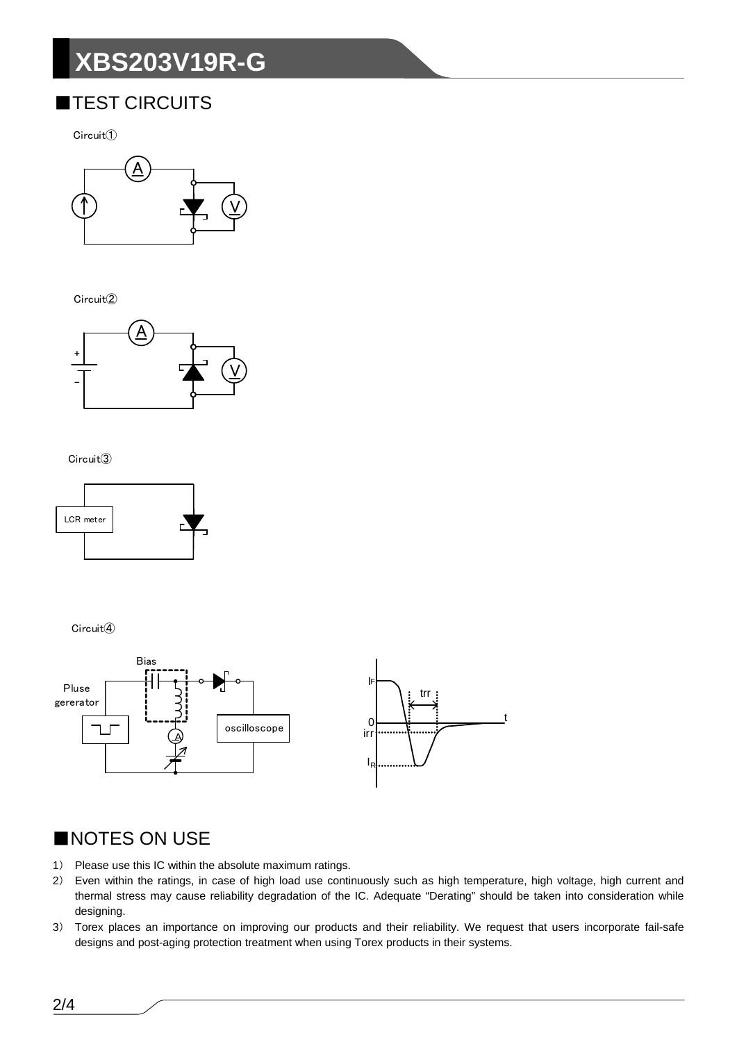## ■TEST CIRCUITS

Circuit①

Circuit②

Circuit③

Circuit④

## ■NOTES ON USE

1) Please use this IC within the absolute maximum ratings.
2) Even within the ratings, in case of high load use continuously such as high temperature, high voltage, high current and thermal stress may cause reliability degradation of the IC. Adequate "Derating" should be taken into consideration while designing.
3) Torex places an importance on improving our products and their reliability. We request that users incorporate fail-safe designs and post-aging protection treatment when using Torex products in their systems.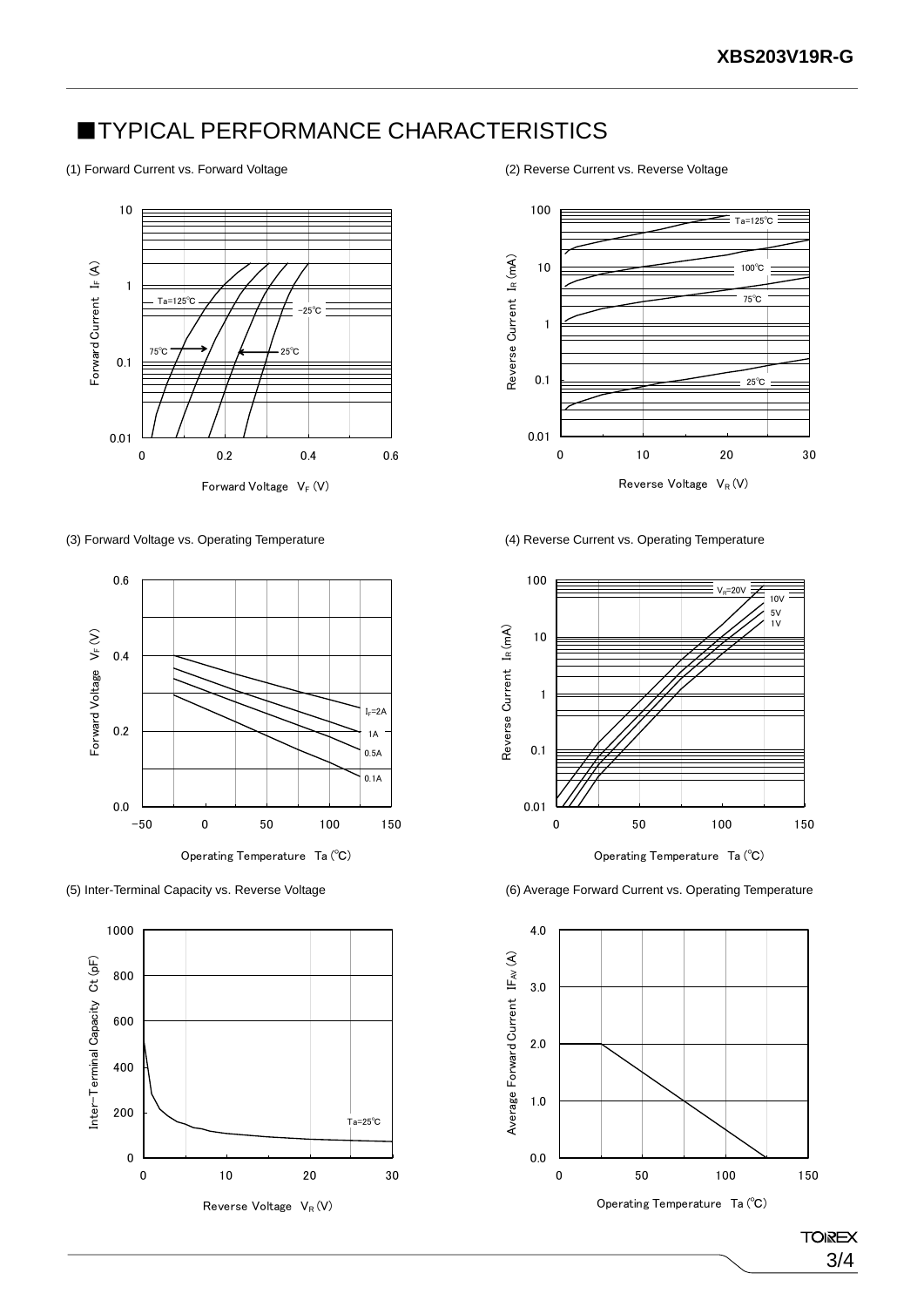## ■TYPICAL PERFORMANCE CHARACTERISTICS

(1) Forward Current vs. Forward Voltage

(2) Reverse Current vs. Reverse Voltage

(3) Forward Voltage vs. Operating Temperature

(4) Reverse Current vs. Operating Temperature

(5) Inter-Terminal Capacity vs. Reverse Voltage

(6) Average Forward Current vs. Operating Temperature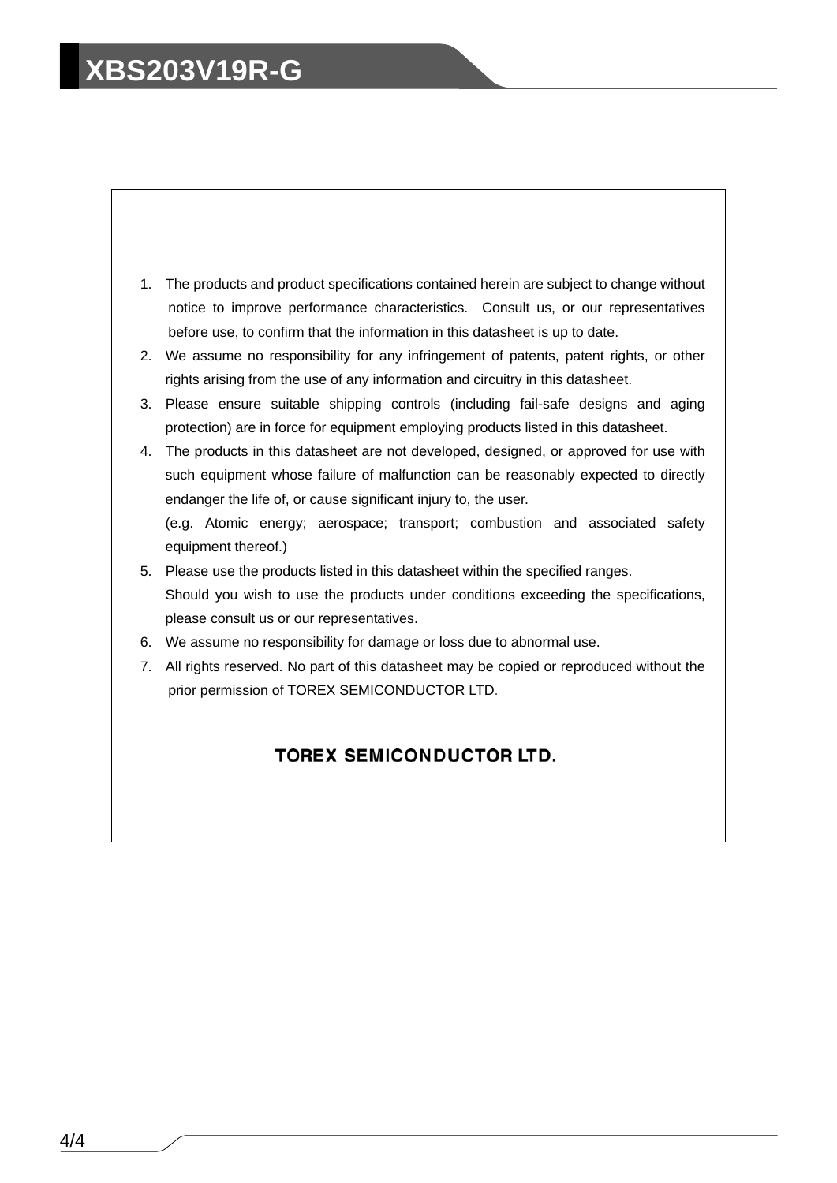1. The products and product specifications contained herein are subject to change without notice to improve performance characteristics. Consult us, or our representatives before use, to confirm that the information in this datasheet is up to date.
2. We assume no responsibility for any infringement of patents, patent rights, or other rights arising from the use of any information and circuitry in this datasheet.
3. Please ensure suitable shipping controls (including fail-safe designs and aging protection) are in force for equipment employing products listed in this datasheet.
4. The products in this datasheet are not developed, designed, or approved for use with such equipment whose failure of malfunction can be reasonably expected to directly endanger the life of, or cause significant injury to, the user.
   (e.g. Atomic energy; aerospace; transport; combustion and associated safety equipment thereof.)
5. Please use the products listed in this datasheet within the specified ranges.
   Should you wish to use the products under conditions exceeding the specifications, please consult us or our representatives.
6. We assume no responsibility for damage or loss due to abnormal use.
7. All rights reserved. No part of this datasheet may be copied or reproduced without the prior permission of TOREX SEMICONDUCTOR LTD.

**TOREX SEMICONDUCTOR LTD.**